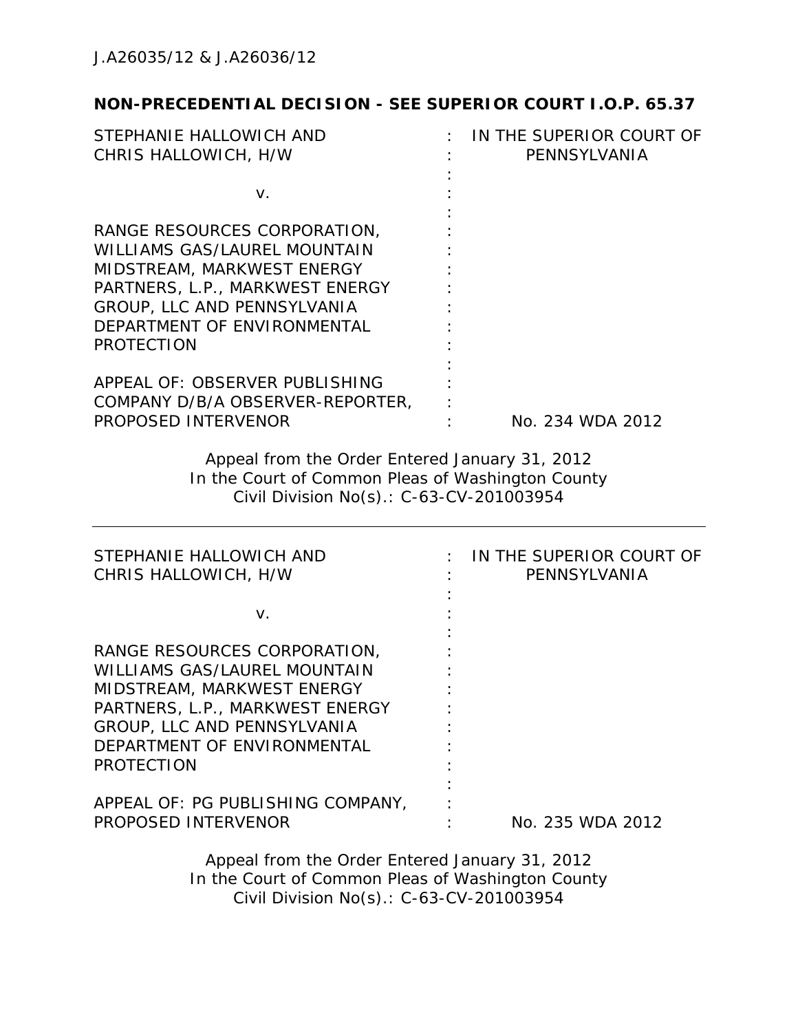J.A26035/12 & J.A26036/12

**NON-PRECEDENTIAL DECISION - SEE SUPERIOR COURT I.O.P. 65.37**

| | | |
|---|---|---|
| STEPHANIE HALLOWICH AND CHRIS HALLOWICH, H/W | : | IN THE SUPERIOR COURT OF PENNSYLVANIA |
| v. | : | |
| RANGE RESOURCES CORPORATION, WILLIAMS GAS/LAUREL MOUNTAIN MIDSTREAM, MARKWEST ENERGY PARTNERS, L.P., MARKWEST ENERGY GROUP, LLC AND PENNSYLVANIA DEPARTMENT OF ENVIRONMENTAL PROTECTION | : | |
| APPEAL OF: OBSERVER PUBLISHING COMPANY D/B/A OBSERVER-REPORTER, PROPOSED INTERVENOR | : | No. 234 WDA 2012 |

Appeal from the Order Entered January 31, 2012
In the Court of Common Pleas of Washington County
Civil Division No(s).: C-63-CV-201003954

---

| | | |
|---|---|---|
| STEPHANIE HALLOWICH AND CHRIS HALLOWICH, H/W | : | IN THE SUPERIOR COURT OF PENNSYLVANIA |
| v. | : | |
| RANGE RESOURCES CORPORATION, WILLIAMS GAS/LAUREL MOUNTAIN MIDSTREAM, MARKWEST ENERGY PARTNERS, L.P., MARKWEST ENERGY GROUP, LLC AND PENNSYLVANIA DEPARTMENT OF ENVIRONMENTAL PROTECTION | : | |
| APPEAL OF: PG PUBLISHING COMPANY, PROPOSED INTERVENOR | : | No. 235 WDA 2012 |

Appeal from the Order Entered January 31, 2012
In the Court of Common Pleas of Washington County
Civil Division No(s).: C-63-CV-201003954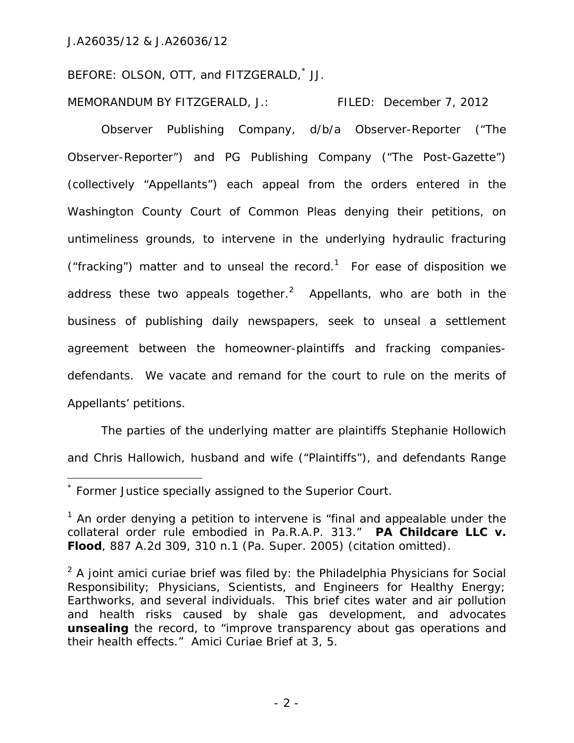BEFORE: OLSON, OTT, and FITZGERALD,* JJ.

MEMORANDUM BY FITZGERALD, J.: FILED: December 7, 2012

Observer Publishing Company, d/b/a Observer-Reporter ("The Observer-Reporter") and PG Publishing Company ("The Post-Gazette") (collectively "Appellants") each appeal from the orders entered in the Washington County Court of Common Pleas denying their petitions, on untimeliness grounds, to intervene in the underlying hydraulic fracturing ("fracking") matter and to unseal the record.[1] For ease of disposition we address these two appeals together.[2] Appellants, who are both in the business of publishing daily newspapers, seek to unseal a settlement agreement between the homeowner-plaintiffs and fracking companies-defendants. We vacate and remand for the court to rule on the merits of Appellants' petitions.

The parties of the underlying matter are plaintiffs Stephanie Hollowich and Chris Hallowich, husband and wife ("Plaintiffs"), and defendants Range

---

\* Former Justice specially assigned to the Superior Court.

[1] An order denying a petition to intervene is "final and appealable under the collateral order rule embodied in Pa.R.A.P. 313." **PA Childcare LLC v. Flood**, 887 A.2d 309, 310 n.1 (Pa. Super. 2005) (citation omitted).

[2] A joint amici curiae brief was filed by: the Philadelphia Physicians for Social Responsibility; Physicians, Scientists, and Engineers for Healthy Energy; Earthworks, and several individuals. This brief cites water and air pollution and health risks caused by shale gas development, and advocates **unsealing** the record, to "improve transparency about gas operations and their health effects." Amici Curiae Brief at 3, 5.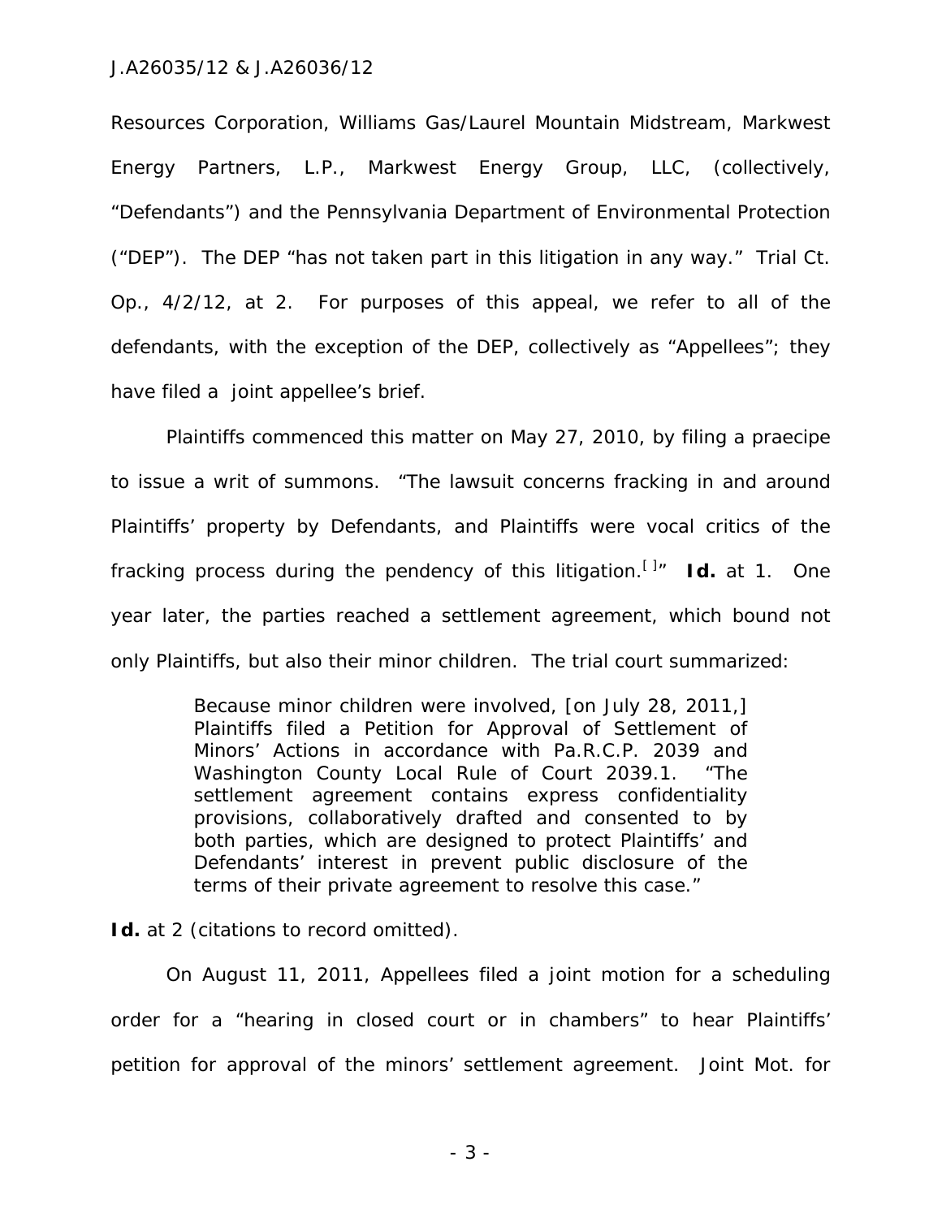Resources Corporation, Williams Gas/Laurel Mountain Midstream, Markwest Energy Partners, L.P., Markwest Energy Group, LLC, (collectively, "Defendants") and the Pennsylvania Department of Environmental Protection ("DEP"). The DEP "has not taken part in this litigation in any way." Trial Ct. Op., 4/2/12, at 2. For purposes of this appeal, we refer to all of the defendants, with the exception of the DEP, collectively as "Appellees"; they have filed a joint appellee's brief.

Plaintiffs commenced this matter on May 27, 2010, by filing a praecipe to issue a writ of summons. "The lawsuit concerns fracking in and around Plaintiffs' property by Defendants, and Plaintiffs were vocal critics of the fracking process during the pendency of this litigation.[ ]" ***Id.*** at 1. One year later, the parties reached a settlement agreement, which bound not only Plaintiffs, but also their minor children. The trial court summarized:

> Because minor children were involved, [on July 28, 2011,] Plaintiffs filed a Petition for Approval of Settlement of Minors' Actions in accordance with Pa.R.C.P. 2039 and Washington County Local Rule of Court 2039.1. "The settlement agreement contains express confidentiality provisions, collaboratively drafted and consented to by both parties, which are designed to protect Plaintiffs' and Defendants' interest in prevent public disclosure of the terms of their private agreement to resolve this case."

***Id.*** at 2 (citations to record omitted).

On August 11, 2011, Appellees filed a joint motion for a scheduling order for a "hearing in closed court or in chambers" to hear Plaintiffs' petition for approval of the minors' settlement agreement. Joint Mot. for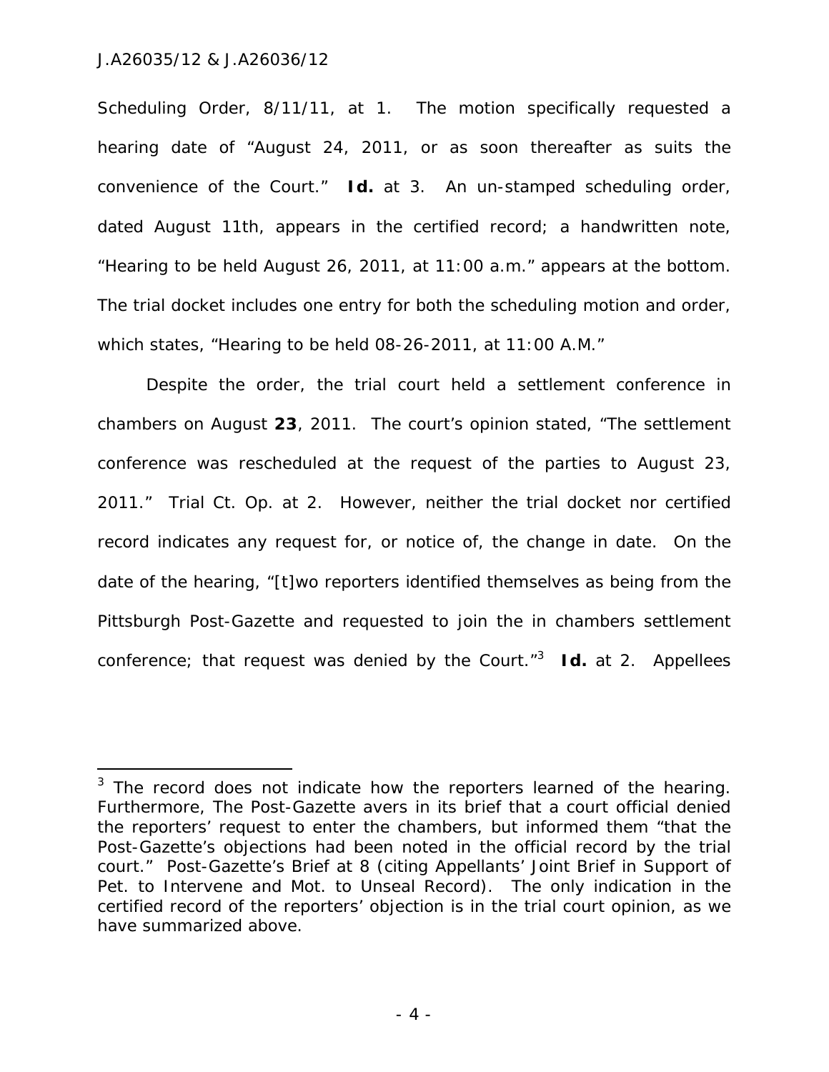Scheduling Order, 8/11/11, at 1. The motion specifically requested a hearing date of "August 24, 2011, or as soon thereafter as suits the convenience of the Court." **Id.** at 3. An un-stamped scheduling order, dated August 11th, appears in the certified record; a handwritten note, "Hearing to be held August 26, 2011, at 11:00 a.m." appears at the bottom. The trial docket includes one entry for both the scheduling motion and order, which states, "Hearing to be held 08-26-2011, at 11:00 A.M."

Despite the order, the trial court held a settlement conference in chambers on August **23**, 2011. The court's opinion stated, "The settlement conference was rescheduled at the request of the parties to August 23, 2011." Trial Ct. Op. at 2. However, neither the trial docket nor certified record indicates any request for, or notice of, the change in date. On the date of the hearing, "[t]wo reporters identified themselves as being from the Pittsburgh Post-Gazette and requested to join the in chambers settlement conference; that request was denied by the Court."[3] **Id.** at 2. Appellees

---

[3] The record does not indicate how the reporters learned of the hearing. Furthermore, The Post-Gazette avers in its brief that a court official denied the reporters' request to enter the chambers, but informed them "that the Post-Gazette's objections had been noted in the official record by the trial court." Post-Gazette's Brief at 8 (citing Appellants' Joint Brief in Support of Pet. to Intervene and Mot. to Unseal Record). The only indication in the certified record of the reporters' objection is in the trial court opinion, as we have summarized above.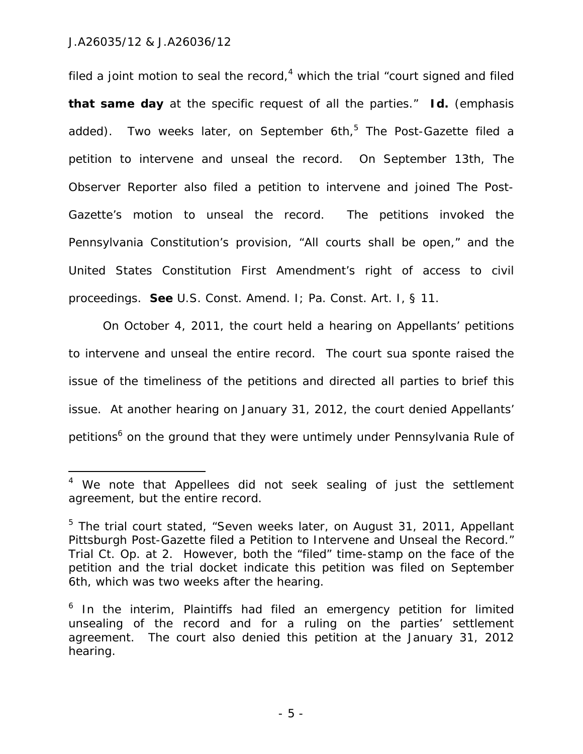filed a joint motion to seal the record,[4] which the trial "court signed and filed **that same day** at the specific request of all the parties." **Id.** (emphasis added). Two weeks later, on September 6th,[5] The Post-Gazette filed a petition to intervene and unseal the record. On September 13th, The Observer Reporter also filed a petition to intervene and joined The Post-Gazette's motion to unseal the record. The petitions invoked the Pennsylvania Constitution's provision, "All courts shall be open," and the United States Constitution First Amendment's right of access to civil proceedings. **See** U.S. Const. Amend. I; Pa. Const. Art. I, § 11.

On October 4, 2011, the court held a hearing on Appellants' petitions to intervene and unseal the entire record. The court sua sponte raised the issue of the timeliness of the petitions and directed all parties to brief this issue. At another hearing on January 31, 2012, the court denied Appellants' petitions[6] on the ground that they were untimely under Pennsylvania Rule of

---

[4] We note that Appellees did not seek sealing of just the settlement agreement, but the entire record.

[5] The trial court stated, "Seven weeks later, on August 31, 2011, Appellant Pittsburgh Post-Gazette filed a Petition to Intervene and Unseal the Record." Trial Ct. Op. at 2. However, both the "filed" time-stamp on the face of the petition and the trial docket indicate this petition was filed on September 6th, which was two weeks after the hearing.

[6] In the interim, Plaintiffs had filed an emergency petition for limited unsealing of the record and for a ruling on the parties' settlement agreement. The court also denied this petition at the January 31, 2012 hearing.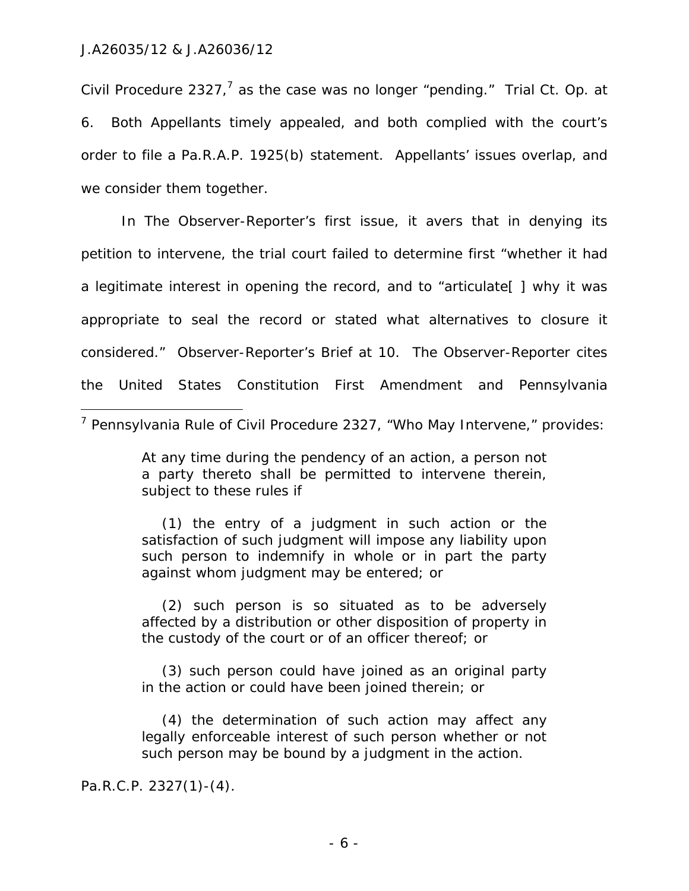Civil Procedure 2327,[7] as the case was no longer "pending." Trial Ct. Op. at 6. Both Appellants timely appealed, and both complied with the court's order to file a Pa.R.A.P. 1925(b) statement. Appellants' issues overlap, and we consider them together.

In The Observer-Reporter's first issue, it avers that in denying its petition to intervene, the trial court failed to determine first "whether it had a legitimate interest in opening the record, and to "articulate[ ] why it was appropriate to seal the record or stated what alternatives to closure it considered." Observer-Reporter's Brief at 10. The Observer-Reporter cites the United States Constitution First Amendment and Pennsylvania

---

[7] Pennsylvania Rule of Civil Procedure 2327, "Who May Intervene," provides:

> At any time during the pendency of an action, a person not a party thereto shall be permitted to intervene therein, subject to these rules if
>
> (1) the entry of a judgment in such action or the satisfaction of such judgment will impose any liability upon such person to indemnify in whole or in part the party against whom judgment may be entered; or
>
> (2) such person is so situated as to be adversely affected by a distribution or other disposition of property in the custody of the court or of an officer thereof; or
>
> (3) such person could have joined as an original party in the action or could have been joined therein; or
>
> (4) the determination of such action may affect any legally enforceable interest of such person whether or not such person may be bound by a judgment in the action.

Pa.R.C.P. 2327(1)-(4).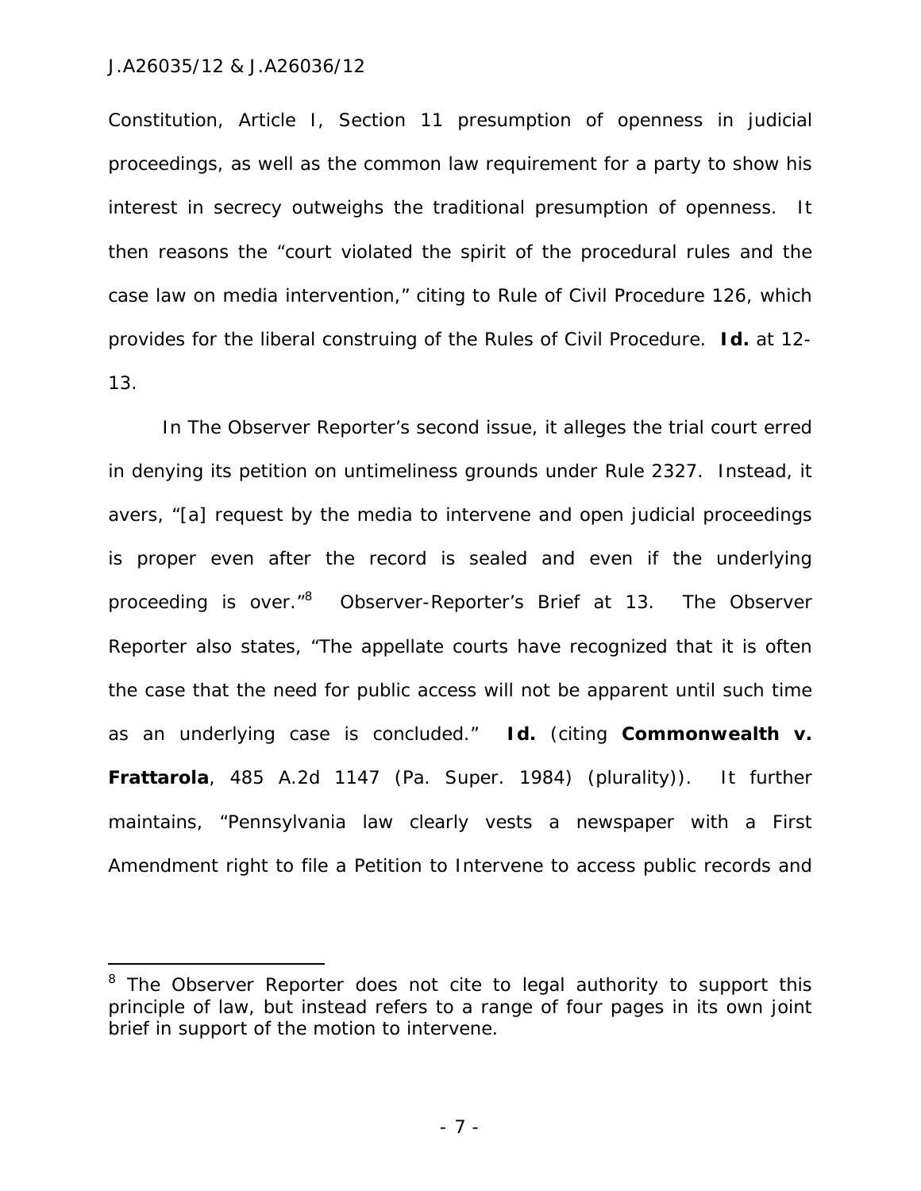Constitution, Article I, Section 11 presumption of openness in judicial proceedings, as well as the common law requirement for a party to show his interest in secrecy outweighs the traditional presumption of openness. It then reasons the "court violated the spirit of the procedural rules and the case law on media intervention," citing to Rule of Civil Procedure 126, which provides for the liberal construing of the Rules of Civil Procedure. **Id.** at 12-13.

In The Observer Reporter's second issue, it alleges the trial court erred in denying its petition on untimeliness grounds under Rule 2327. Instead, it avers, "[a] request by the media to intervene and open judicial proceedings is proper even after the record is sealed and even if the underlying proceeding is over."[8] Observer-Reporter's Brief at 13. The Observer Reporter also states, "The appellate courts have recognized that it is often the case that the need for public access will not be apparent until such time as an underlying case is concluded." **Id.** (citing **Commonwealth v. Frattarola**, 485 A.2d 1147 (Pa. Super. 1984) (plurality)). It further maintains, "Pennsylvania law clearly vests a newspaper with a First Amendment right to file a Petition to Intervene to access public records and

---

[8] The Observer Reporter does not cite to legal authority to support this principle of law, but instead refers to a range of four pages in its own joint brief in support of the motion to intervene.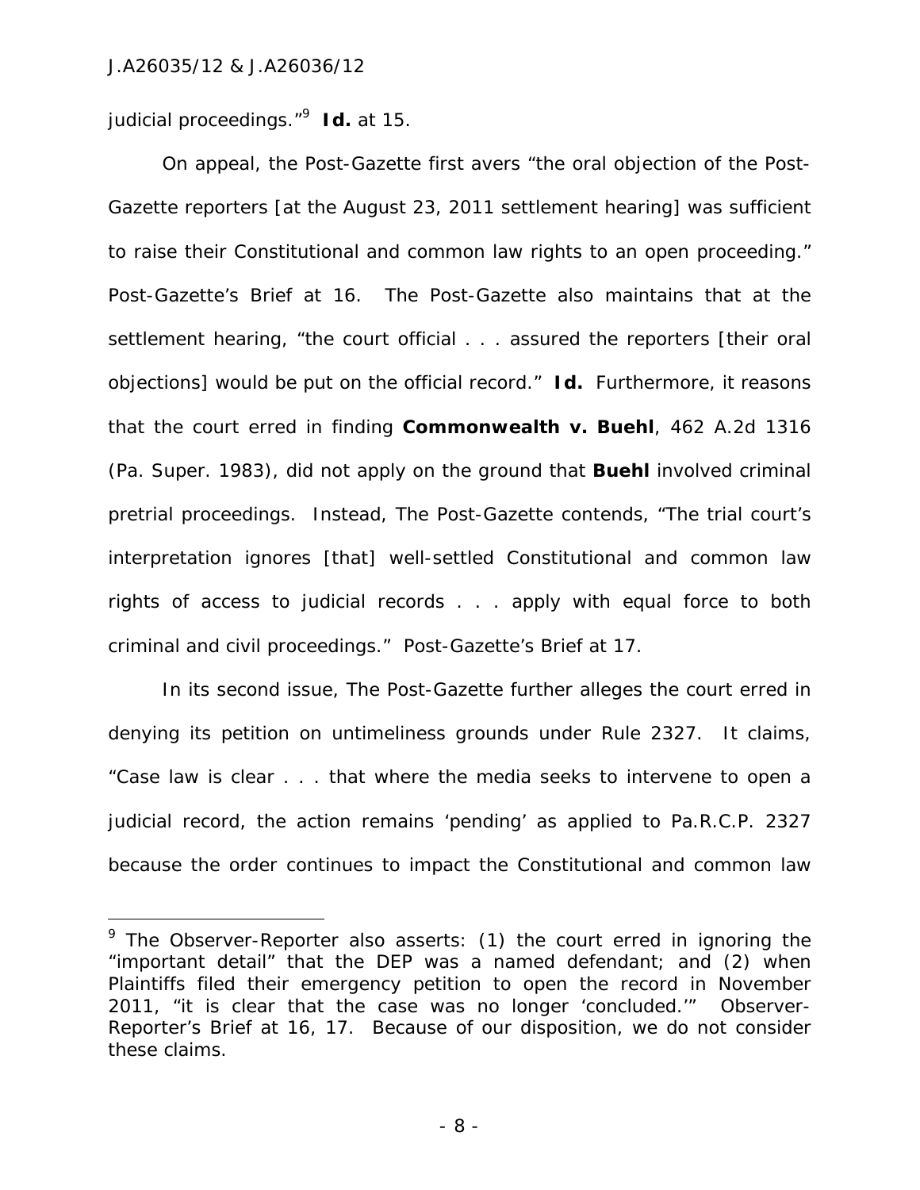judicial proceedings."[9] **Id.** at 15.

On appeal, the Post-Gazette first avers "the oral objection of the Post-Gazette reporters [at the August 23, 2011 settlement hearing] was sufficient to raise their Constitutional and common law rights to an open proceeding." Post-Gazette's Brief at 16. The Post-Gazette also maintains that at the settlement hearing, "the court official . . . assured the reporters [their oral objections] would be put on the official record." **Id.** Furthermore, it reasons that the court erred in finding **Commonwealth v. Buehl**, 462 A.2d 1316 (Pa. Super. 1983), did not apply on the ground that **Buehl** involved criminal pretrial proceedings. Instead, The Post-Gazette contends, "The trial court's interpretation ignores [that] well-settled Constitutional and common law rights of access to judicial records . . . apply with equal force to both criminal and civil proceedings." Post-Gazette's Brief at 17.

In its second issue, The Post-Gazette further alleges the court erred in denying its petition on untimeliness grounds under Rule 2327. It claims, "Case law is clear . . . that where the media seeks to intervene to open a judicial record, the action remains 'pending' as applied to Pa.R.C.P. 2327 because the order continues to impact the Constitutional and common law

---

[9] The Observer-Reporter also asserts: (1) the court erred in ignoring the "important detail" that the DEP was a named defendant; and (2) when Plaintiffs filed their emergency petition to open the record in November 2011, "it is clear that the case was no longer 'concluded.'" Observer-Reporter's Brief at 16, 17. Because of our disposition, we do not consider these claims.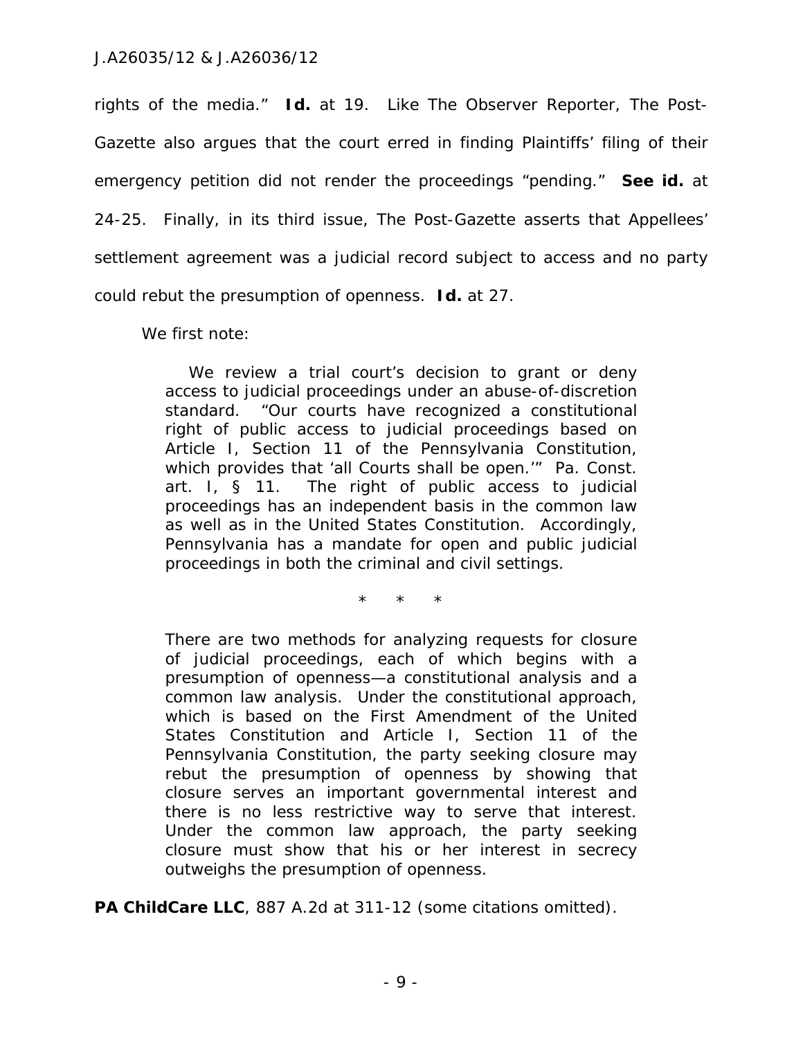rights of the media." **Id.** at 19. Like The Observer Reporter, The Post-Gazette also argues that the court erred in finding Plaintiffs' filing of their emergency petition did not render the proceedings "pending." **See id.** at 24-25. Finally, in its third issue, The Post-Gazette asserts that Appellees' settlement agreement was a judicial record subject to access and no party could rebut the presumption of openness. **Id.** at 27.

We first note:

> We review a trial court's decision to grant or deny access to judicial proceedings under an abuse-of-discretion standard. "Our courts have recognized a constitutional right of public access to judicial proceedings based on Article I, Section 11 of the Pennsylvania Constitution, which provides that 'all Courts shall be open.'" Pa. Const. art. I, § 11. The right of public access to judicial proceedings has an independent basis in the common law as well as in the United States Constitution. Accordingly, Pennsylvania has a mandate for open and public judicial proceedings in both the criminal and civil settings.
>
> \* \* \*
>
> There are two methods for analyzing requests for closure of judicial proceedings, each of which begins with a presumption of openness—a constitutional analysis and a common law analysis. Under the constitutional approach, which is based on the First Amendment of the United States Constitution and Article I, Section 11 of the Pennsylvania Constitution, the party seeking closure may rebut the presumption of openness by showing that closure serves an important governmental interest and there is no less restrictive way to serve that interest. Under the common law approach, the party seeking closure must show that his or her interest in secrecy outweighs the presumption of openness.

**PA ChildCare LLC**, 887 A.2d at 311-12 (some citations omitted).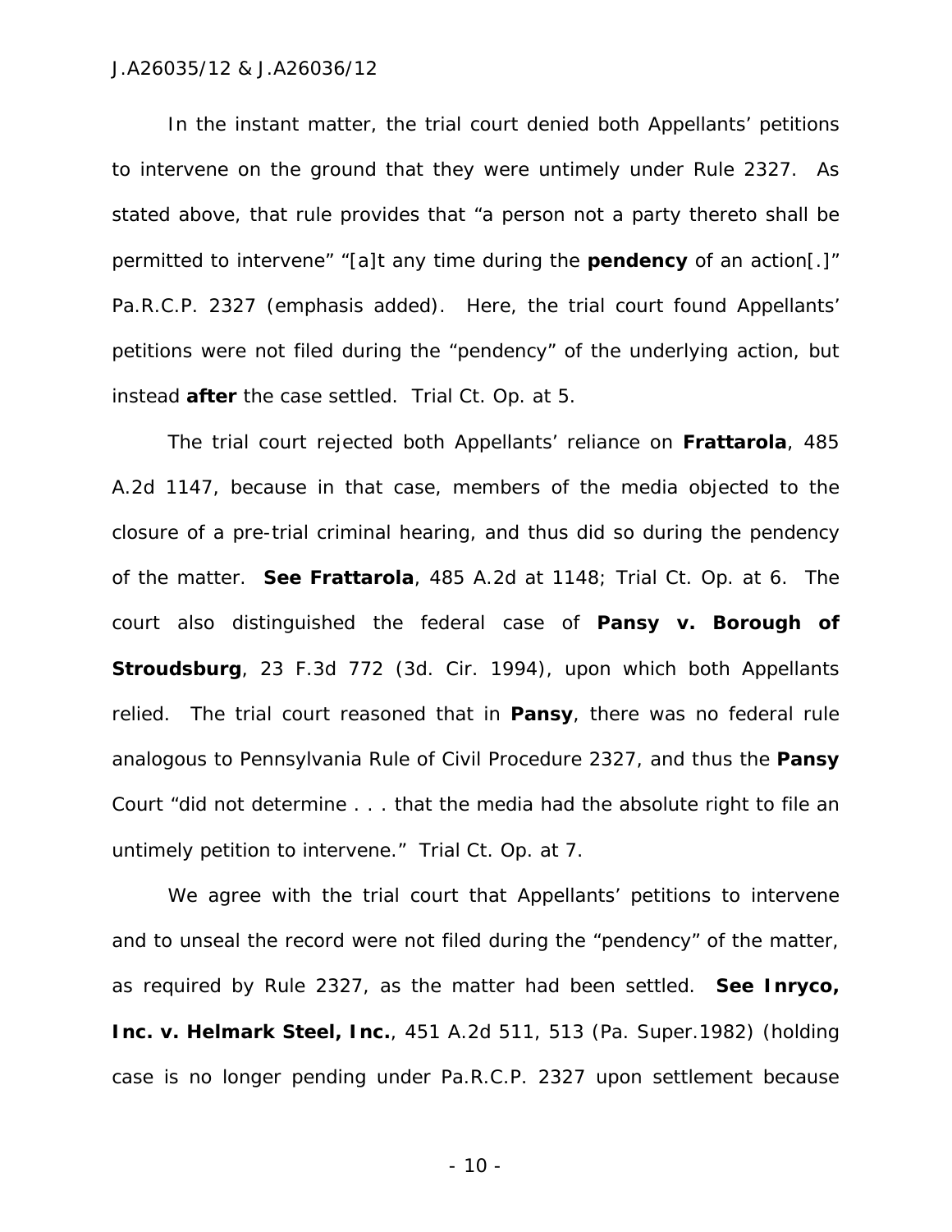In the instant matter, the trial court denied both Appellants' petitions to intervene on the ground that they were untimely under Rule 2327. As stated above, that rule provides that "a person not a party thereto shall be permitted to intervene" "[a]t any time during the **pendency** of an action[.]" Pa.R.C.P. 2327 (emphasis added). Here, the trial court found Appellants' petitions were not filed during the "pendency" of the underlying action, but instead **after** the case settled. Trial Ct. Op. at 5.

The trial court rejected both Appellants' reliance on **Frattarola**, 485 A.2d 1147, because in that case, members of the media objected to the closure of a pre-trial criminal hearing, and thus did so during the pendency of the matter. **See Frattarola**, 485 A.2d at 1148; Trial Ct. Op. at 6. The court also distinguished the federal case of **Pansy v. Borough of Stroudsburg**, 23 F.3d 772 (3d. Cir. 1994), upon which both Appellants relied. The trial court reasoned that in **Pansy**, there was no federal rule analogous to Pennsylvania Rule of Civil Procedure 2327, and thus the **Pansy** Court "did not determine . . . that the media had the absolute right to file an untimely petition to intervene." Trial Ct. Op. at 7.

We agree with the trial court that Appellants' petitions to intervene and to unseal the record were not filed during the "pendency" of the matter, as required by Rule 2327, as the matter had been settled. **See Inryco, Inc. v. Helmark Steel, Inc.**, 451 A.2d 511, 513 (Pa. Super.1982) (holding case is no longer pending under Pa.R.C.P. 2327 upon settlement because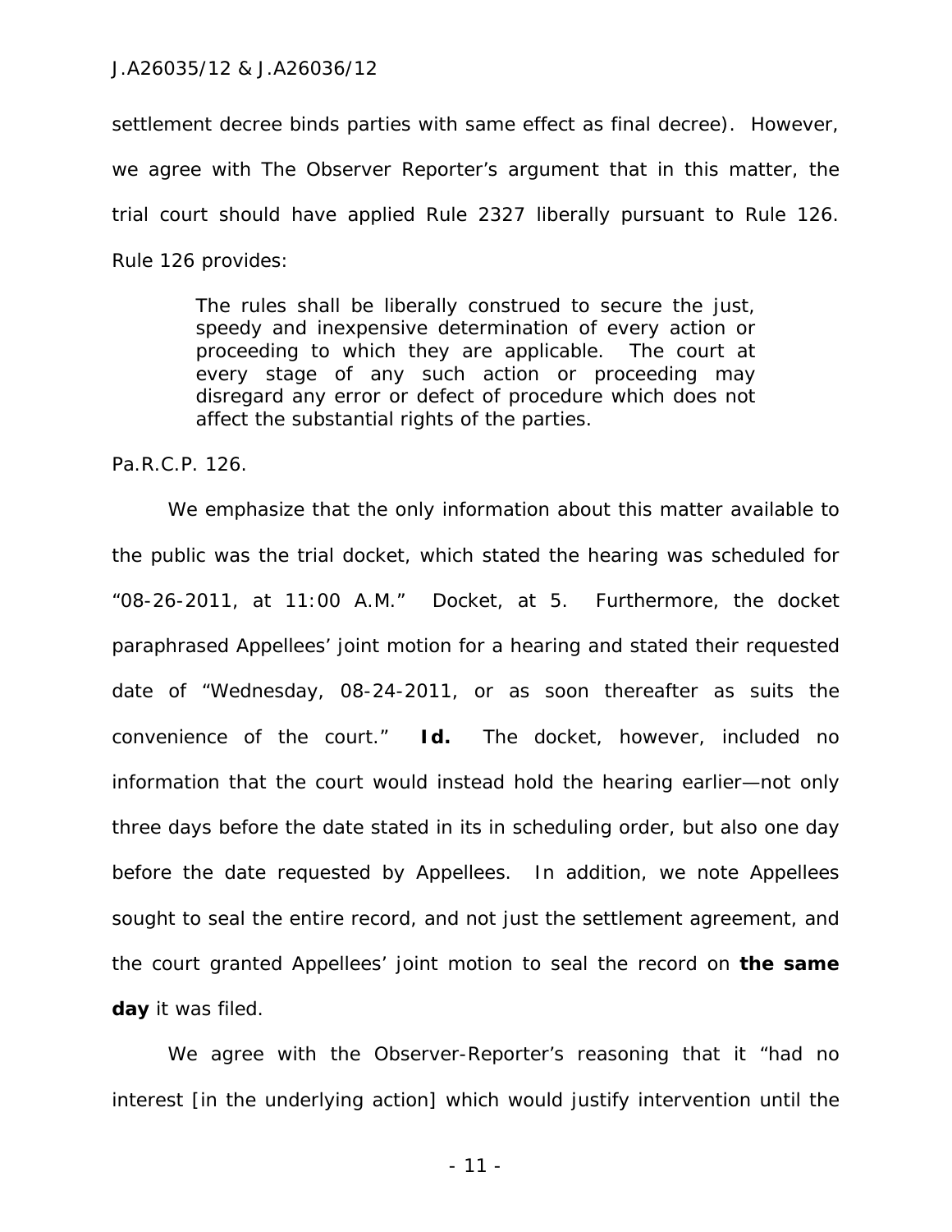settlement decree binds parties with same effect as final decree). However, we agree with The Observer Reporter's argument that in this matter, the trial court should have applied Rule 2327 liberally pursuant to Rule 126. Rule 126 provides:

> The rules shall be liberally construed to secure the just, speedy and inexpensive determination of every action or proceeding to which they are applicable. The court at every stage of any such action or proceeding may disregard any error or defect of procedure which does not affect the substantial rights of the parties.

Pa.R.C.P. 126.

We emphasize that the only information about this matter available to the public was the trial docket, which stated the hearing was scheduled for "08-26-2011, at 11:00 A.M." Docket, at 5. Furthermore, the docket paraphrased Appellees' joint motion for a hearing and stated their requested date of "Wednesday, 08-24-2011, or as soon thereafter as suits the convenience of the court." ***Id.*** The docket, however, included no information that the court would instead hold the hearing earlier—not only three days before the date stated in its in scheduling order, but also one day before the date requested by Appellees. In addition, we note Appellees sought to seal the entire record, and not just the settlement agreement, and the court granted Appellees' joint motion to seal the record on **the same day** it was filed.

We agree with the Observer-Reporter's reasoning that it "had no interest [in the underlying action] which would justify intervention until the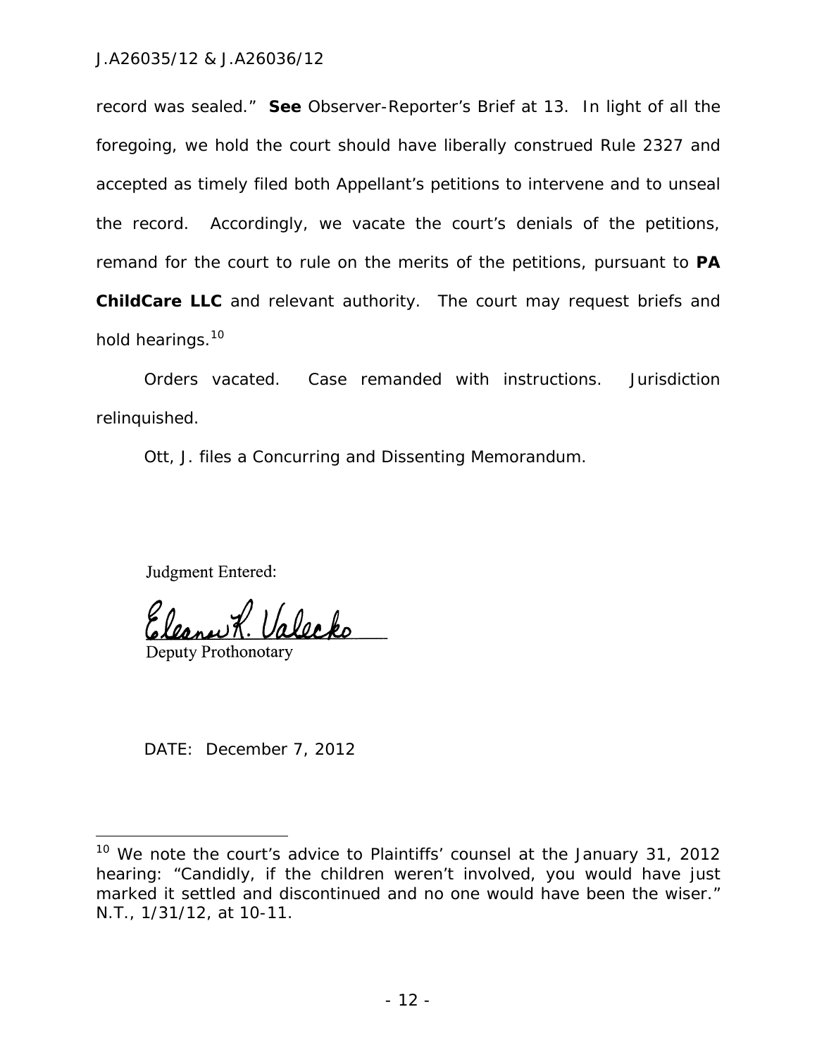record was sealed." **See** Observer-Reporter's Brief at 13. In light of all the foregoing, we hold the court should have liberally construed Rule 2327 and accepted as timely filed both Appellant's petitions to intervene and to unseal the record. Accordingly, we vacate the court's denials of the petitions, remand for the court to rule on the merits of the petitions, pursuant to **PA ChildCare LLC** and relevant authority. The court may request briefs and hold hearings.[10]

Orders vacated. Case remanded with instructions. Jurisdiction relinquished.

Ott, J. files a Concurring and Dissenting Memorandum.

Judgment Entered:

Eleanor R. Valecko

Deputy Prothonotary

DATE: December 7, 2012

---

[10] We note the court's advice to Plaintiffs' counsel at the January 31, 2012 hearing: "Candidly, if the children weren't involved, you would have just marked it settled and discontinued and no one would have been the wiser." N.T., 1/31/12, at 10-11.